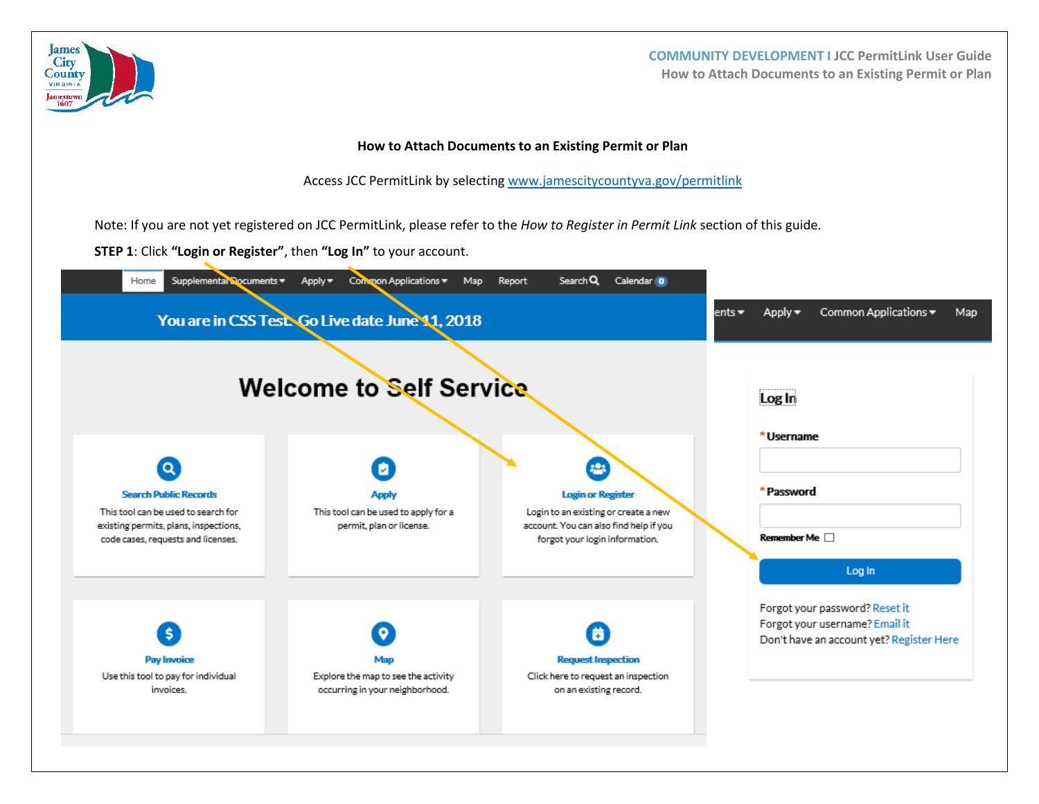# How to Attach Documents to an Existing Permit or Plan

Access JCC PermitLink by selecting [www.jamescitycountyva.gov/permitlink](www.jamescitycountyva.gov/permitlink)

Note: If you are not yet registered on JCC PermitLink, please refer to the *How to Register in Permit Link* section of this guide.

**STEP 1**: Click **"Login or Register"**, then **"Log In"** to your account.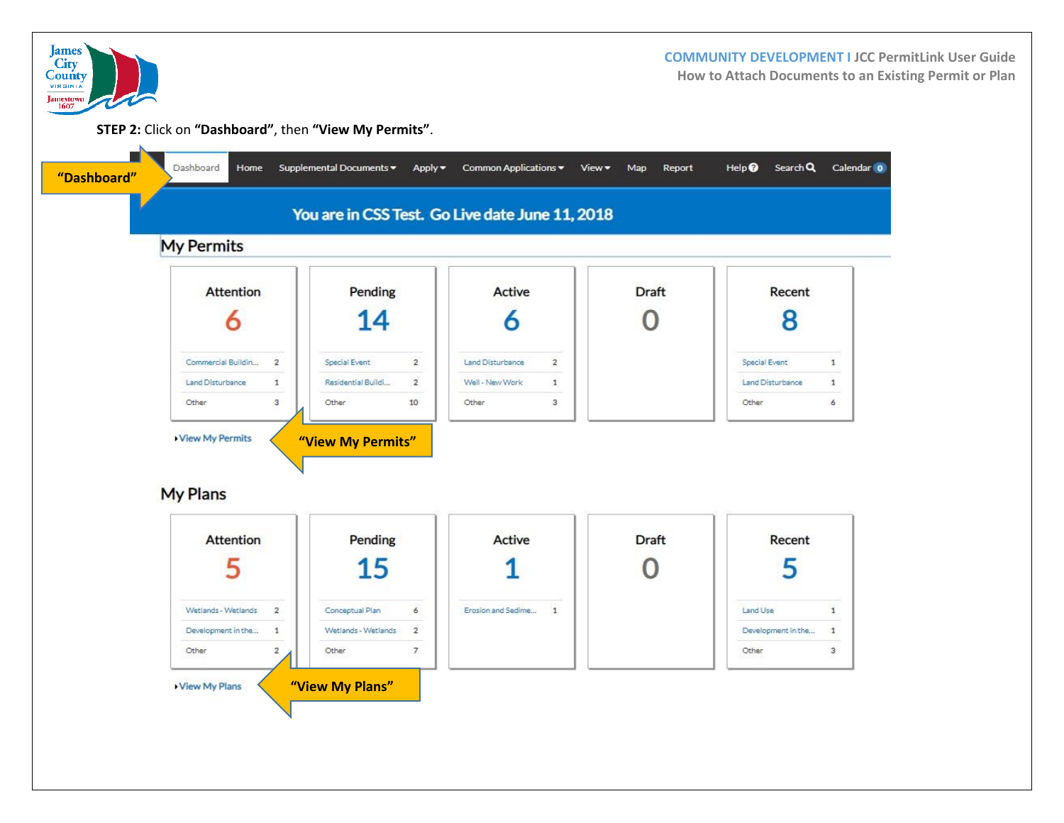**STEP 2:** Click on **"Dashboard"**, then **"View My Permits"**.

"Dashboard"

Dashboard | Home | Supplemental Documents | Apply | Common Applications | View | Map | Report | Help | Search | Calendar 0

You are in CSS Test. Go Live date June 11, 2018

## My Permits

| Attention | | Pending | | Active | | Draft | Recent | |
|---|---|---|---|---|---|---|---|---|
| 6 | | 14 | | 6 | | 0 | 8 | |
| Commercial Buildin... | 2 | Special Event | 2 | Land Disturbance | 2 | | Special Event | 1 |
| Land Disturbance | 1 | Residential Buildi... | 2 | Well - New Work | 1 | | Land Disturbance | 1 |
| Other | 3 | Other | 10 | Other | 3 | | Other | 6 |

▸View My Permits

"View My Permits"

## My Plans

| Attention | | Pending | | Active | | Draft | Recent | |
|---|---|---|---|---|---|---|---|---|
| 5 | | 15 | | 1 | | 0 | 5 | |
| Wetlands - Wetlands | 2 | Conceptual Plan | 6 | Erosion and Sedime... | 1 | | Land Use | 1 |
| Development in the... | 1 | Wetlands - Wetlands | 2 | | | | Development in the... | 1 |
| Other | 2 | Other | 7 | | | | Other | 3 |

▸View My Plans

"View My Plans"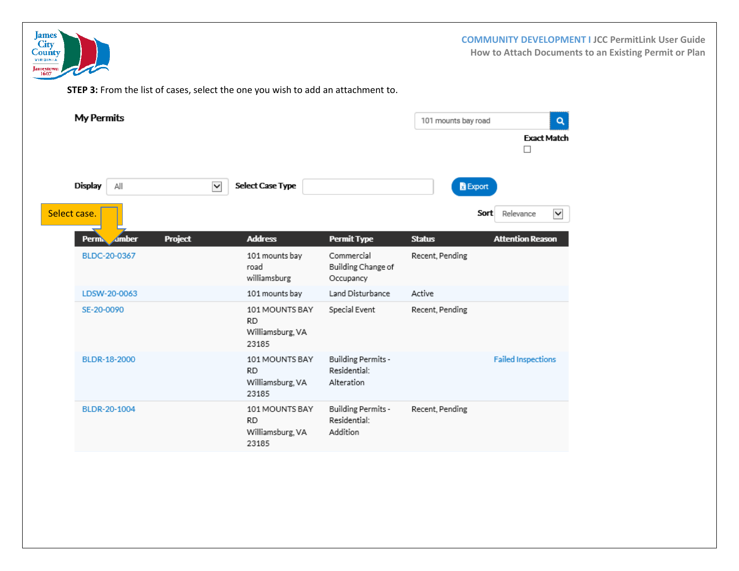**STEP 3:** From the list of cases, select the one you wish to add an attachment to.

**My Permits**

101 mounts bay road

**Exact Match** ☐

**Display** All **Select Case Type** Export

Select case.

**Sort** Relevance

| Permit Number | Project | Address | Permit Type | Status | Attention Reason |
|---|---|---|---|---|---|
| BLDC-20-0367 | | 101 mounts bay road williamsburg | Commercial Building Change of Occupancy | Recent, Pending | |
| LDSW-20-0063 | | 101 mounts bay | Land Disturbance | Active | |
| SE-20-0090 | | 101 MOUNTS BAY RD Williamsburg, VA 23185 | Special Event | Recent, Pending | |
| BLDR-18-2000 | | 101 MOUNTS BAY RD Williamsburg, VA 23185 | Building Permits - Residential: Alteration | | Failed Inspections |
| BLDR-20-1004 | | 101 MOUNTS BAY RD Williamsburg, VA 23185 | Building Permits - Residential: Addition | Recent, Pending | |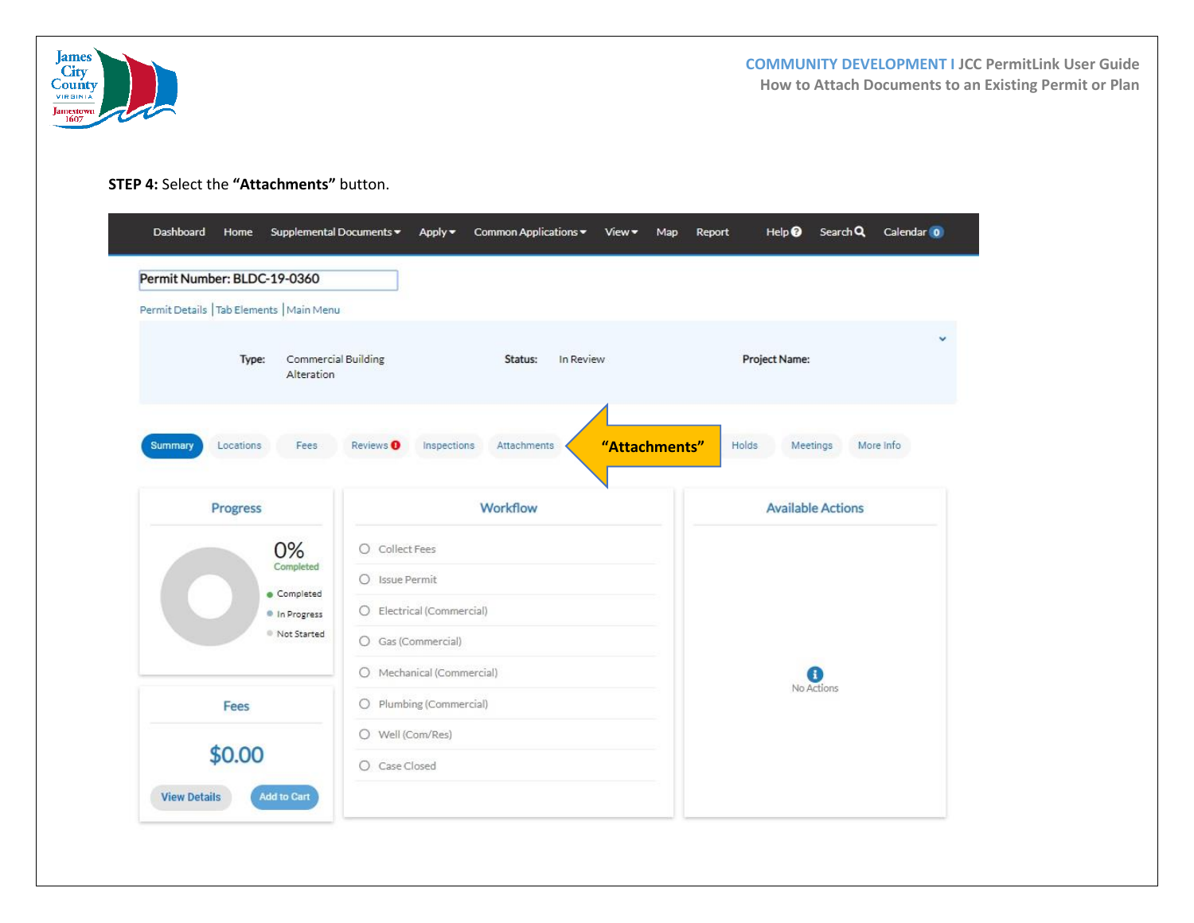**STEP 4:** Select the **"Attachments"** button.

Dashboard | Home | Supplemental Documents | Apply | Common Applications | View | Map | Report | Help | Search | Calendar 0

Permit Number: BLDC-19-0360

Permit Details | Tab Elements | Main Menu

**Type:** Commercial Building Alteration **Status:** In Review **Project Name:**

Summary | Locations | Fees | Reviews | Inspections | Attachments | Holds | Meetings | More Info

**"Attachments"**

**Progress**

0% Completed

- Completed
- In Progress
- Not Started

**Workflow**

- Collect Fees
- Issue Permit
- Electrical (Commercial)
- Gas (Commercial)
- Mechanical (Commercial)
- Plumbing (Commercial)
- Well (Com/Res)
- Case Closed

**Available Actions**

No Actions

**Fees**

$0.00

View Details | Add to Cart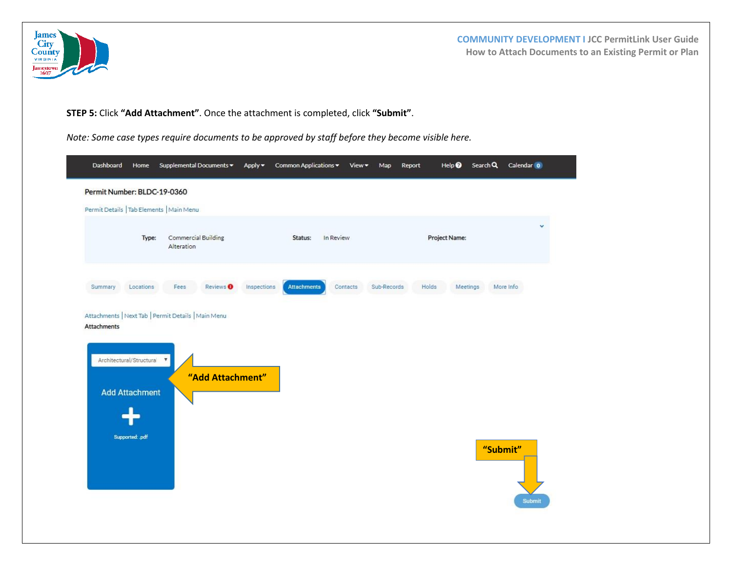**STEP 5:** Click **"Add Attachment"**. Once the attachment is completed, click **"Submit"**.

*Note: Some case types require documents to be approved by staff before they become visible here.*

Dashboard Home Supplemental Documents Apply Common Applications View Map Report Help Search Calendar 0

Permit Number: BLDC-19-0360

Permit Details | Tab Elements | Main Menu

Type: Commercial Building Alteration

Status: In Review

Project Name:

Summary Locations Fees Reviews Inspections Attachments Contacts Sub-Records Holds Meetings More Info

Attachments | Next Tab | Permit Details | Main Menu

Attachments

Architectural/Structural

Add Attachment

Supported: .pdf

"Add Attachment"

"Submit"

Submit